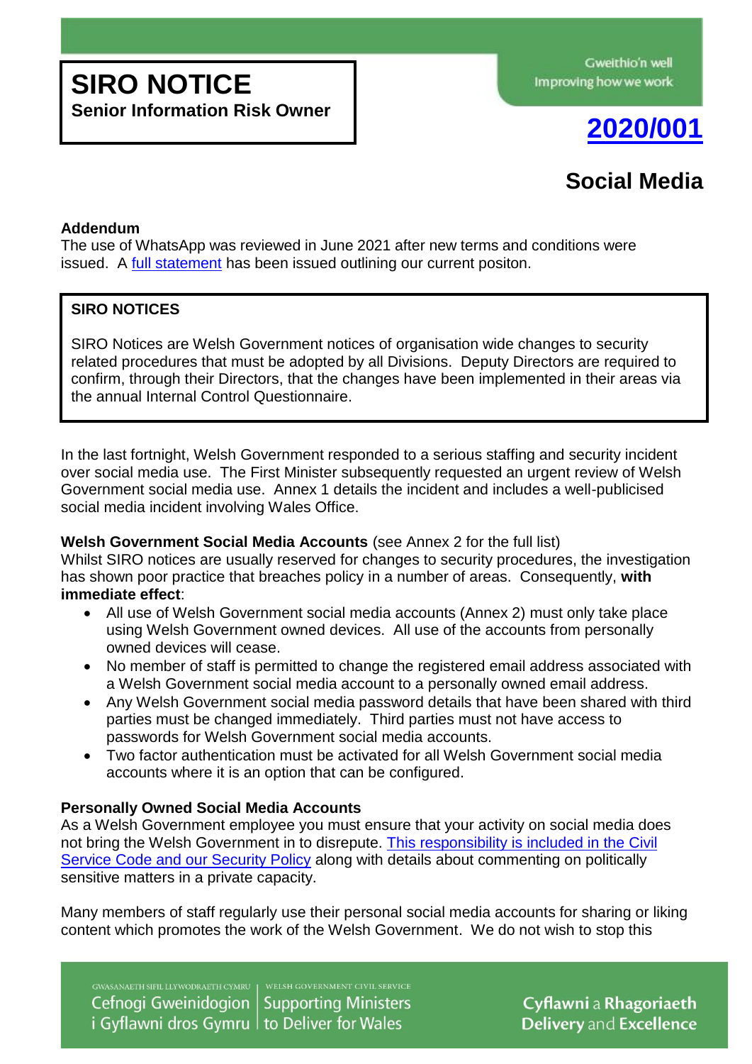# SIRO NOTICE

**Senior Information Risk Owner**

Gweithio'n well
Improving how we work

## 2020/001

## Social Media

**Addendum**
The use of WhatsApp was reviewed in June 2021 after new terms and conditions were issued. A full statement has been issued outlining our current positon.

> **SIRO NOTICES**
>
> SIRO Notices are Welsh Government notices of organisation wide changes to security related procedures that must be adopted by all Divisions. Deputy Directors are required to confirm, through their Directors, that the changes have been implemented in their areas via the annual Internal Control Questionnaire.

In the last fortnight, Welsh Government responded to a serious staffing and security incident over social media use. The First Minister subsequently requested an urgent review of Welsh Government social media use. Annex 1 details the incident and includes a well-publicised social media incident involving Wales Office.

**Welsh Government Social Media Accounts** (see Annex 2 for the full list)
Whilst SIRO notices are usually reserved for changes to security procedures, the investigation has shown poor practice that breaches policy in a number of areas. Consequently, **with immediate effect**:

- All use of Welsh Government social media accounts (Annex 2) must only take place using Welsh Government owned devices. All use of the accounts from personally owned devices will cease.
- No member of staff is permitted to change the registered email address associated with a Welsh Government social media account to a personally owned email address.
- Any Welsh Government social media password details that have been shared with third parties must be changed immediately. Third parties must not have access to passwords for Welsh Government social media accounts.
- Two factor authentication must be activated for all Welsh Government social media accounts where it is an option that can be configured.

**Personally Owned Social Media Accounts**
As a Welsh Government employee you must ensure that your activity on social media does not bring the Welsh Government in to disrepute. This responsibility is included in the Civil Service Code and our Security Policy along with details about commenting on politically sensitive matters in a private capacity.

Many members of staff regularly use their personal social media accounts for sharing or liking content which promotes the work of the Welsh Government. We do not wish to stop this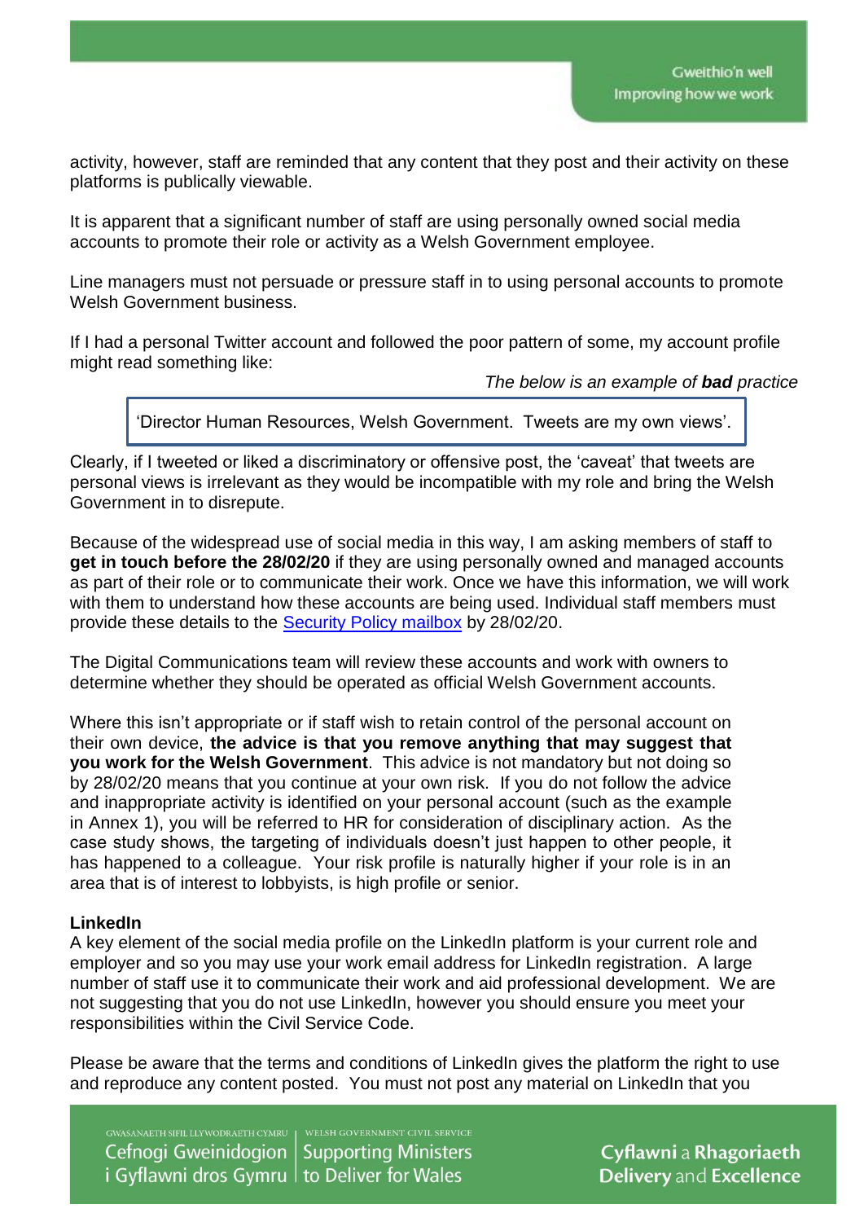activity, however, staff are reminded that any content that they post and their activity on these platforms is publically viewable.

It is apparent that a significant number of staff are using personally owned social media accounts to promote their role or activity as a Welsh Government employee.

Line managers must not persuade or pressure staff in to using personal accounts to promote Welsh Government business.

If I had a personal Twitter account and followed the poor pattern of some, my account profile might read something like:

*The below is an example of **bad** practice*

> 'Director Human Resources, Welsh Government. Tweets are my own views'.

Clearly, if I tweeted or liked a discriminatory or offensive post, the 'caveat' that tweets are personal views is irrelevant as they would be incompatible with my role and bring the Welsh Government in to disrepute.

Because of the widespread use of social media in this way, I am asking members of staff to **get in touch before the 28/02/20** if they are using personally owned and managed accounts as part of their role or to communicate their work. Once we have this information, we will work with them to understand how these accounts are being used. Individual staff members must provide these details to the Security Policy mailbox by 28/02/20.

The Digital Communications team will review these accounts and work with owners to determine whether they should be operated as official Welsh Government accounts.

Where this isn't appropriate or if staff wish to retain control of the personal account on their own device, **the advice is that you remove anything that may suggest that you work for the Welsh Government**. This advice is not mandatory but not doing so by 28/02/20 means that you continue at your own risk. If you do not follow the advice and inappropriate activity is identified on your personal account (such as the example in Annex 1), you will be referred to HR for consideration of disciplinary action. As the case study shows, the targeting of individuals doesn't just happen to other people, it has happened to a colleague. Your risk profile is naturally higher if your role is in an area that is of interest to lobbyists, is high profile or senior.

**LinkedIn**

A key element of the social media profile on the LinkedIn platform is your current role and employer and so you may use your work email address for LinkedIn registration. A large number of staff use it to communicate their work and aid professional development. We are not suggesting that you do not use LinkedIn, however you should ensure you meet your responsibilities within the Civil Service Code.

Please be aware that the terms and conditions of LinkedIn gives the platform the right to use and reproduce any content posted. You must not post any material on LinkedIn that you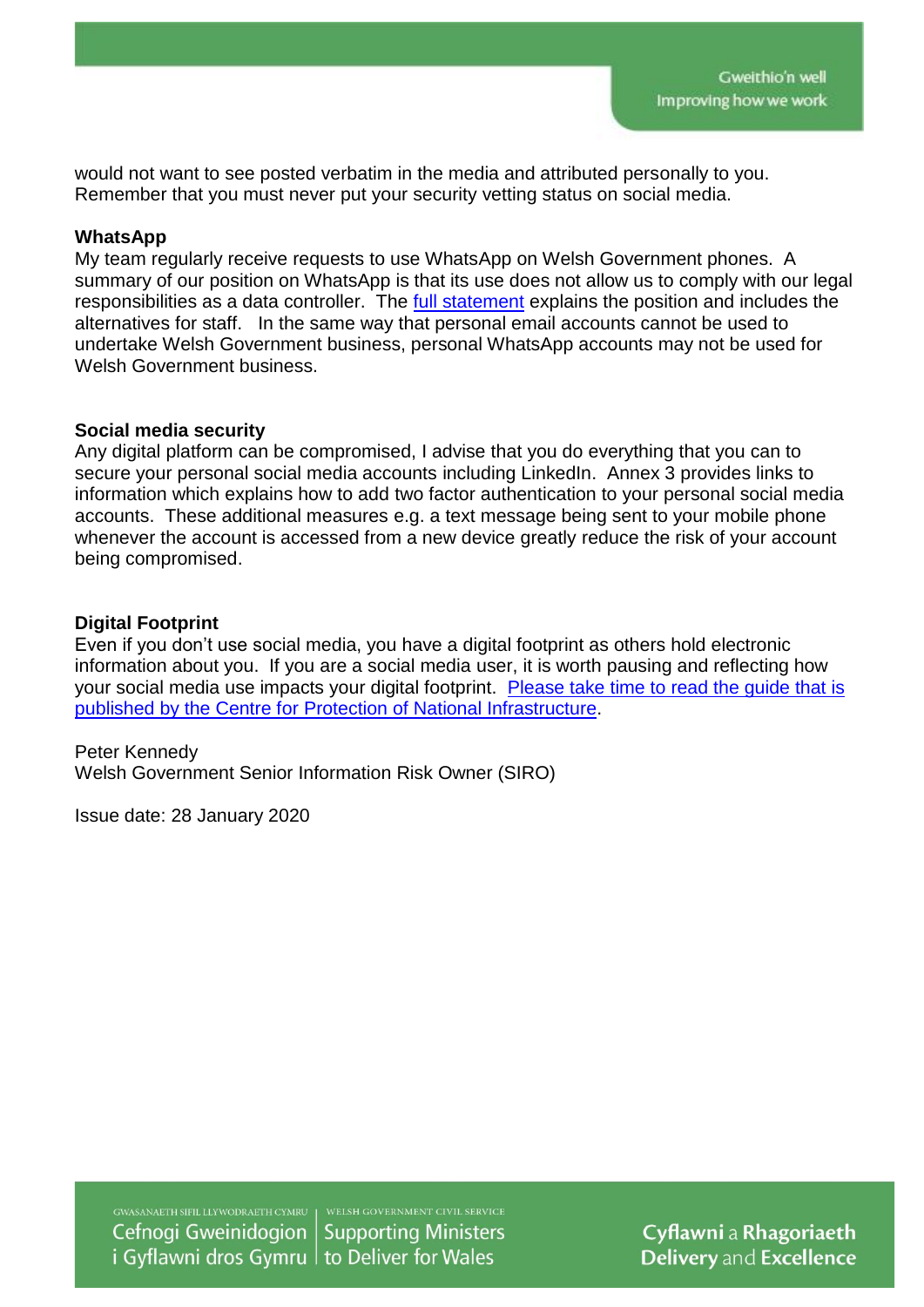would not want to see posted verbatim in the media and attributed personally to you. Remember that you must never put your security vetting status on social media.

**WhatsApp**

My team regularly receive requests to use WhatsApp on Welsh Government phones. A summary of our position on WhatsApp is that its use does not allow us to comply with our legal responsibilities as a data controller. The full statement explains the position and includes the alternatives for staff. In the same way that personal email accounts cannot be used to undertake Welsh Government business, personal WhatsApp accounts may not be used for Welsh Government business.

**Social media security**

Any digital platform can be compromised, I advise that you do everything that you can to secure your personal social media accounts including LinkedIn. Annex 3 provides links to information which explains how to add two factor authentication to your personal social media accounts. These additional measures e.g. a text message being sent to your mobile phone whenever the account is accessed from a new device greatly reduce the risk of your account being compromised.

**Digital Footprint**

Even if you don't use social media, you have a digital footprint as others hold electronic information about you. If you are a social media user, it is worth pausing and reflecting how your social media use impacts your digital footprint. Please take time to read the guide that is published by the Centre for Protection of National Infrastructure.

Peter Kennedy
Welsh Government Senior Information Risk Owner (SIRO)

Issue date: 28 January 2020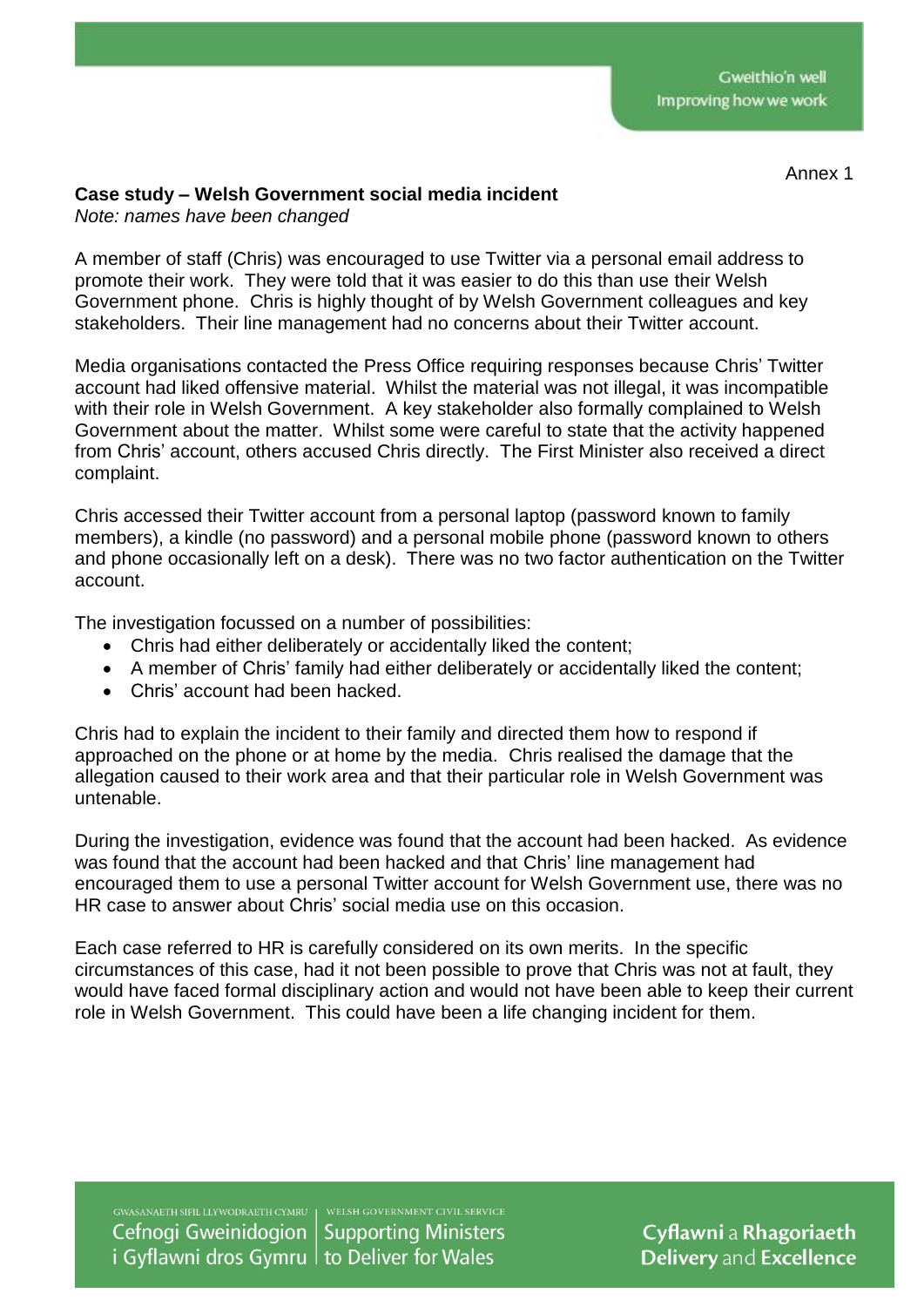Annex 1

## Case study – Welsh Government social media incident

*Note: names have been changed*

A member of staff (Chris) was encouraged to use Twitter via a personal email address to promote their work. They were told that it was easier to do this than use their Welsh Government phone. Chris is highly thought of by Welsh Government colleagues and key stakeholders. Their line management had no concerns about their Twitter account.

Media organisations contacted the Press Office requiring responses because Chris' Twitter account had liked offensive material. Whilst the material was not illegal, it was incompatible with their role in Welsh Government. A key stakeholder also formally complained to Welsh Government about the matter. Whilst some were careful to state that the activity happened from Chris' account, others accused Chris directly. The First Minister also received a direct complaint.

Chris accessed their Twitter account from a personal laptop (password known to family members), a kindle (no password) and a personal mobile phone (password known to others and phone occasionally left on a desk). There was no two factor authentication on the Twitter account.

The investigation focussed on a number of possibilities:

- Chris had either deliberately or accidentally liked the content;
- A member of Chris' family had either deliberately or accidentally liked the content;
- Chris' account had been hacked.

Chris had to explain the incident to their family and directed them how to respond if approached on the phone or at home by the media. Chris realised the damage that the allegation caused to their work area and that their particular role in Welsh Government was untenable.

During the investigation, evidence was found that the account had been hacked. As evidence was found that the account had been hacked and that Chris' line management had encouraged them to use a personal Twitter account for Welsh Government use, there was no HR case to answer about Chris' social media use on this occasion.

Each case referred to HR is carefully considered on its own merits. In the specific circumstances of this case, had it not been possible to prove that Chris was not at fault, they would have faced formal disciplinary action and would not have been able to keep their current role in Welsh Government. This could have been a life changing incident for them.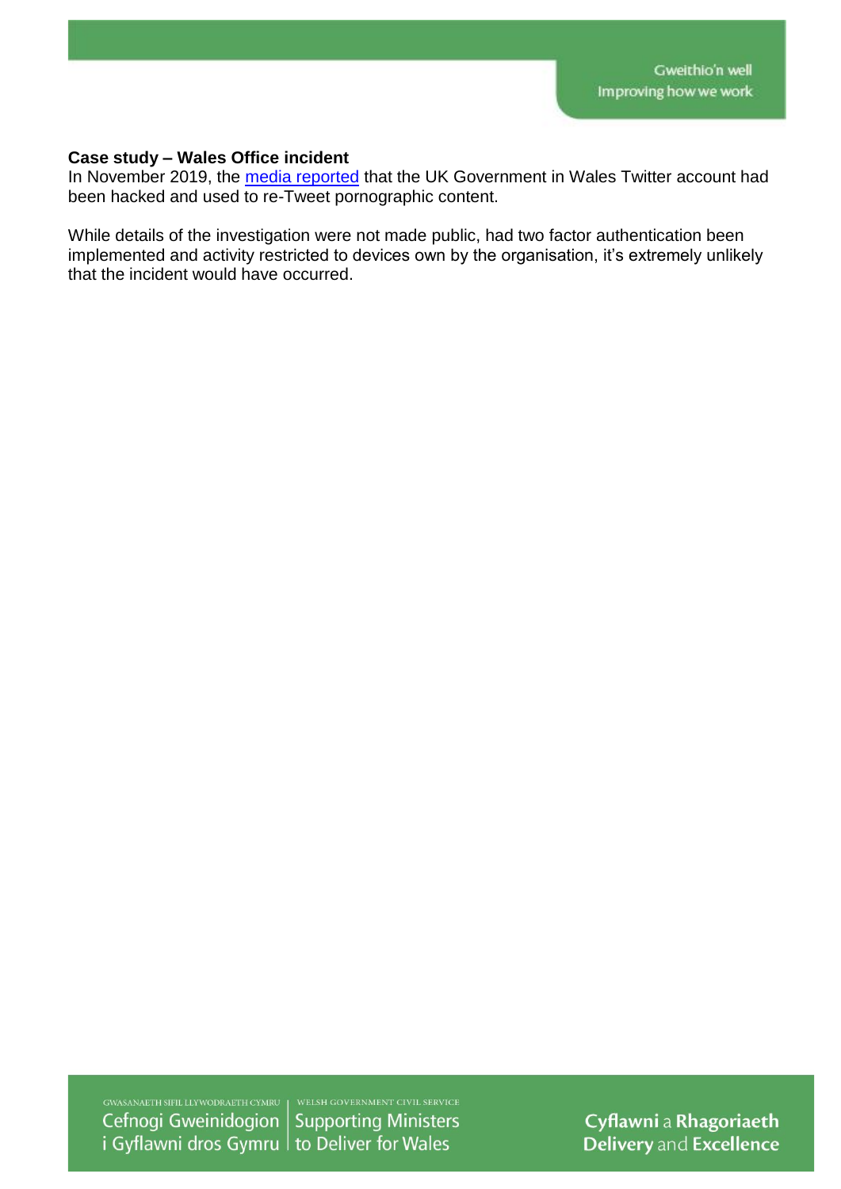**Case study – Wales Office incident**

In November 2019, the [media reported](#) that the UK Government in Wales Twitter account had been hacked and used to re-Tweet pornographic content.

While details of the investigation were not made public, had two factor authentication been implemented and activity restricted to devices own by the organisation, it's extremely unlikely that the incident would have occurred.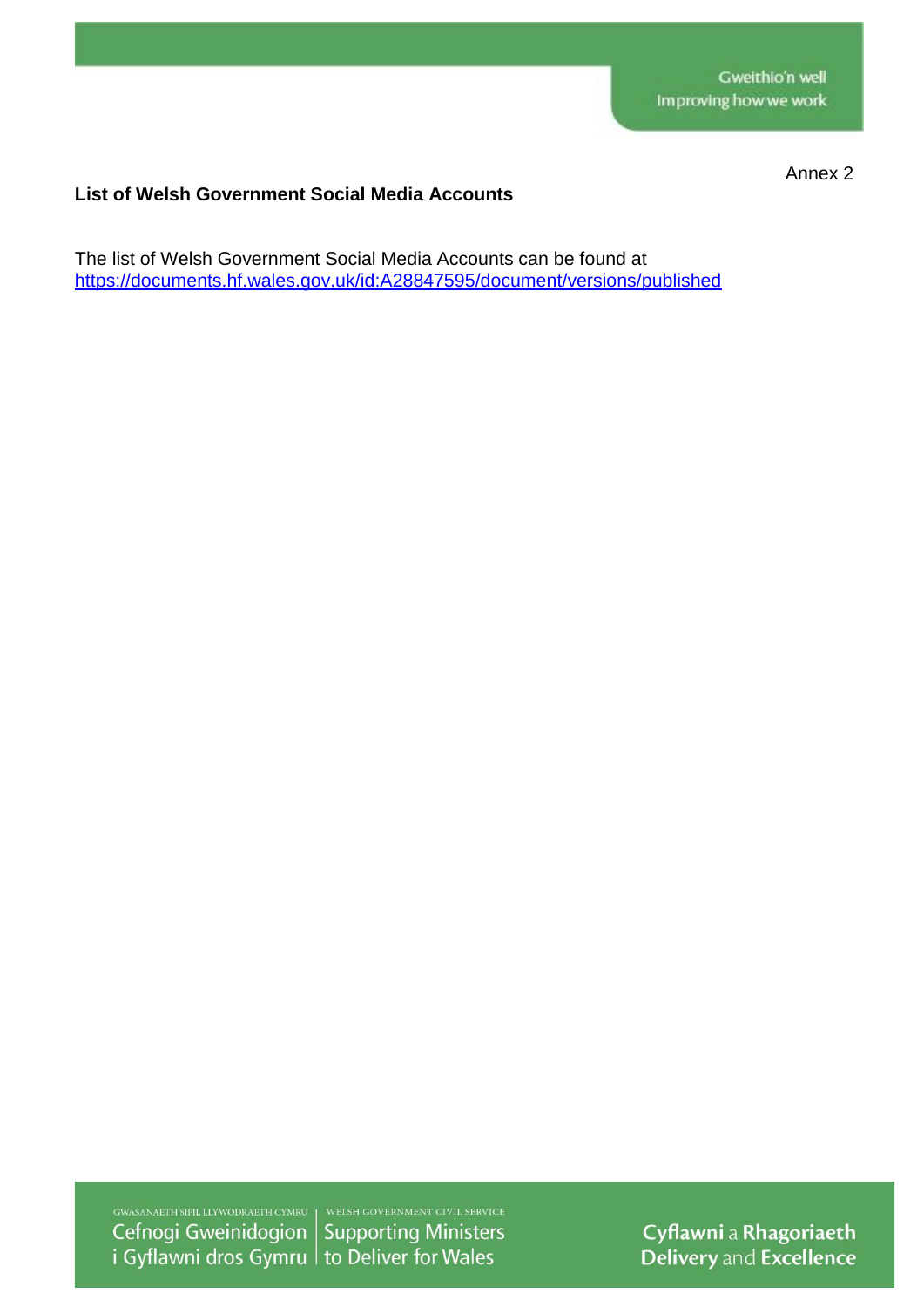Annex 2

**List of Welsh Government Social Media Accounts**

The list of Welsh Government Social Media Accounts can be found at https://documents.hf.wales.gov.uk/id:A28847595/document/versions/published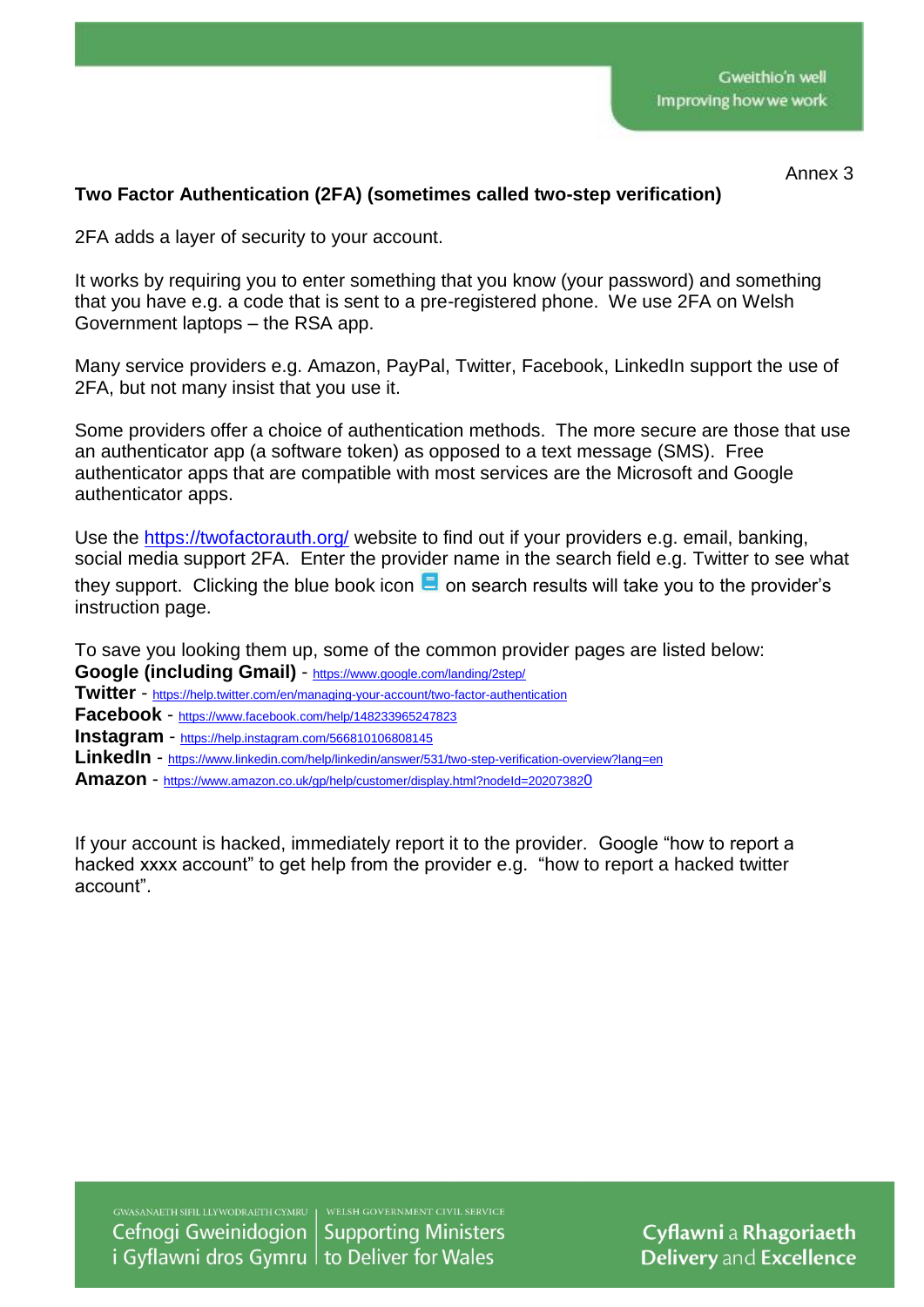Annex 3

**Two Factor Authentication (2FA) (sometimes called two-step verification)**

2FA adds a layer of security to your account.

It works by requiring you to enter something that you know (your password) and something that you have e.g. a code that is sent to a pre-registered phone. We use 2FA on Welsh Government laptops – the RSA app.

Many service providers e.g. Amazon, PayPal, Twitter, Facebook, LinkedIn support the use of 2FA, but not many insist that you use it.

Some providers offer a choice of authentication methods. The more secure are those that use an authenticator app (a software token) as opposed to a text message (SMS). Free authenticator apps that are compatible with most services are the Microsoft and Google authenticator apps.

Use the https://twofactorauth.org/ website to find out if your providers e.g. email, banking, social media support 2FA. Enter the provider name in the search field e.g. Twitter to see what they support. Clicking the blue book icon on search results will take you to the provider's instruction page.

To save you looking them up, some of the common provider pages are listed below:

**Google (including Gmail)** - https://www.google.com/landing/2step/  
**Twitter** - https://help.twitter.com/en/managing-your-account/two-factor-authentication  
**Facebook** - https://www.facebook.com/help/148233965247823  
**Instagram** - https://help.instagram.com/566810106808145  
**LinkedIn** - https://www.linkedin.com/help/linkedin/answer/531/two-step-verification-overview?lang=en  
**Amazon** - https://www.amazon.co.uk/gp/help/customer/display.html?nodeId=202073820

If your account is hacked, immediately report it to the provider. Google "how to report a hacked xxxx account" to get help from the provider e.g. "how to report a hacked twitter account".